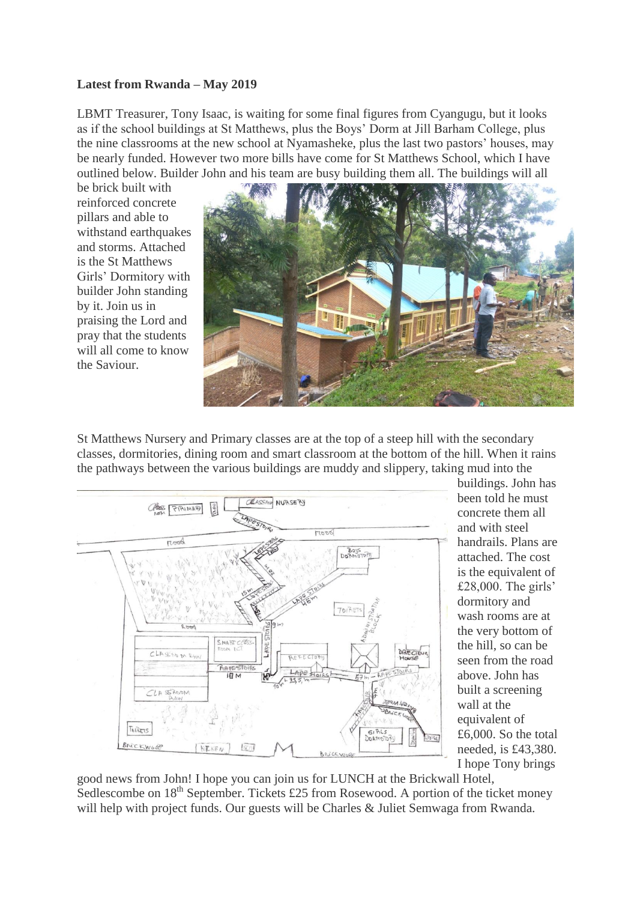**Latest from Rwanda – May 2019**

LBMT Treasurer, Tony Isaac, is waiting for some final figures from Cyangugu, but it looks as if the school buildings at St Matthews, plus the Boys' Dorm at Jill Barham College, plus the nine classrooms at the new school at Nyamasheke, plus the last two pastors' houses, may be nearly funded. However two more bills have come for St Matthews School, which I have outlined below. Builder John and his team are busy building them all. The buildings will all be brick built with reinforced concrete pillars and able to withstand earthquakes and storms. Attached is the St Matthews Girls' Dormitory with builder John standing by it. Join us in praising the Lord and pray that the students will all come to know the Saviour.

St Matthews Nursery and Primary classes are at the top of a steep hill with the secondary classes, dormitories, dining room and smart classroom at the bottom of the hill. When it rains the pathways between the various buildings are muddy and slippery, taking mud into the buildings. John has been told he must concrete them all and with steel handrails. Plans are attached. The cost is the equivalent of £28,000. The girls' dormitory and wash rooms are at the very bottom of the hill, so can be seen from the road above. John has built a screening wall at the equivalent of £6,000. So the total needed, is £43,380. I hope Tony brings good news from John! I hope you can join us for LUNCH at the Brickwall Hotel, Sedlescombe on 18th September. Tickets £25 from Rosewood. A portion of the ticket money will help with project funds. Our guests will be Charles & Juliet Semwaga from Rwanda.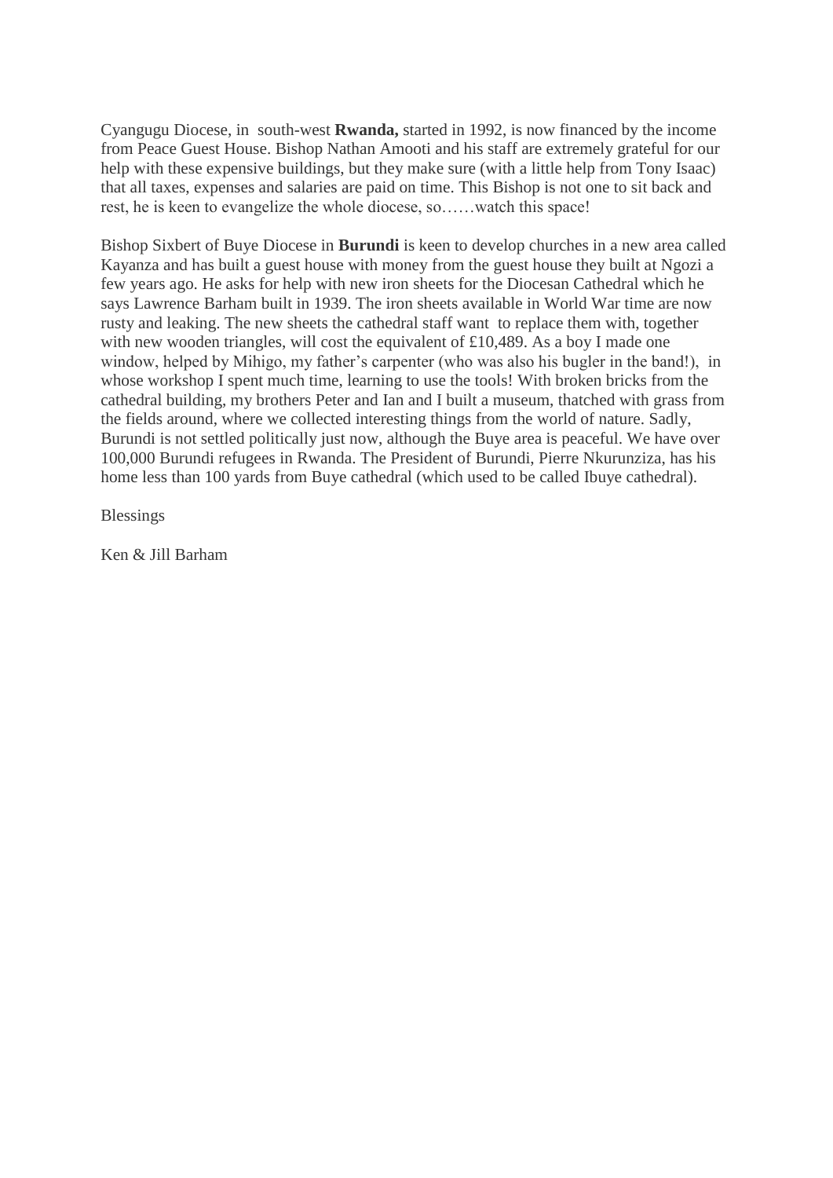Cyangugu Diocese, in south-west **Rwanda,** started in 1992, is now financed by the income from Peace Guest House. Bishop Nathan Amooti and his staff are extremely grateful for our help with these expensive buildings, but they make sure (with a little help from Tony Isaac) that all taxes, expenses and salaries are paid on time. This Bishop is not one to sit back and rest, he is keen to evangelize the whole diocese, so……watch this space!

Bishop Sixbert of Buye Diocese in **Burundi** is keen to develop churches in a new area called Kayanza and has built a guest house with money from the guest house they built at Ngozi a few years ago. He asks for help with new iron sheets for the Diocesan Cathedral which he says Lawrence Barham built in 1939. The iron sheets available in World War time are now rusty and leaking. The new sheets the cathedral staff want to replace them with, together with new wooden triangles, will cost the equivalent of £10,489. As a boy I made one window, helped by Mihigo, my father's carpenter (who was also his bugler in the band!), in whose workshop I spent much time, learning to use the tools! With broken bricks from the cathedral building, my brothers Peter and Ian and I built a museum, thatched with grass from the fields around, where we collected interesting things from the world of nature. Sadly, Burundi is not settled politically just now, although the Buye area is peaceful. We have over 100,000 Burundi refugees in Rwanda. The President of Burundi, Pierre Nkurunziza, has his home less than 100 yards from Buye cathedral (which used to be called Ibuye cathedral).

Blessings

Ken & Jill Barham